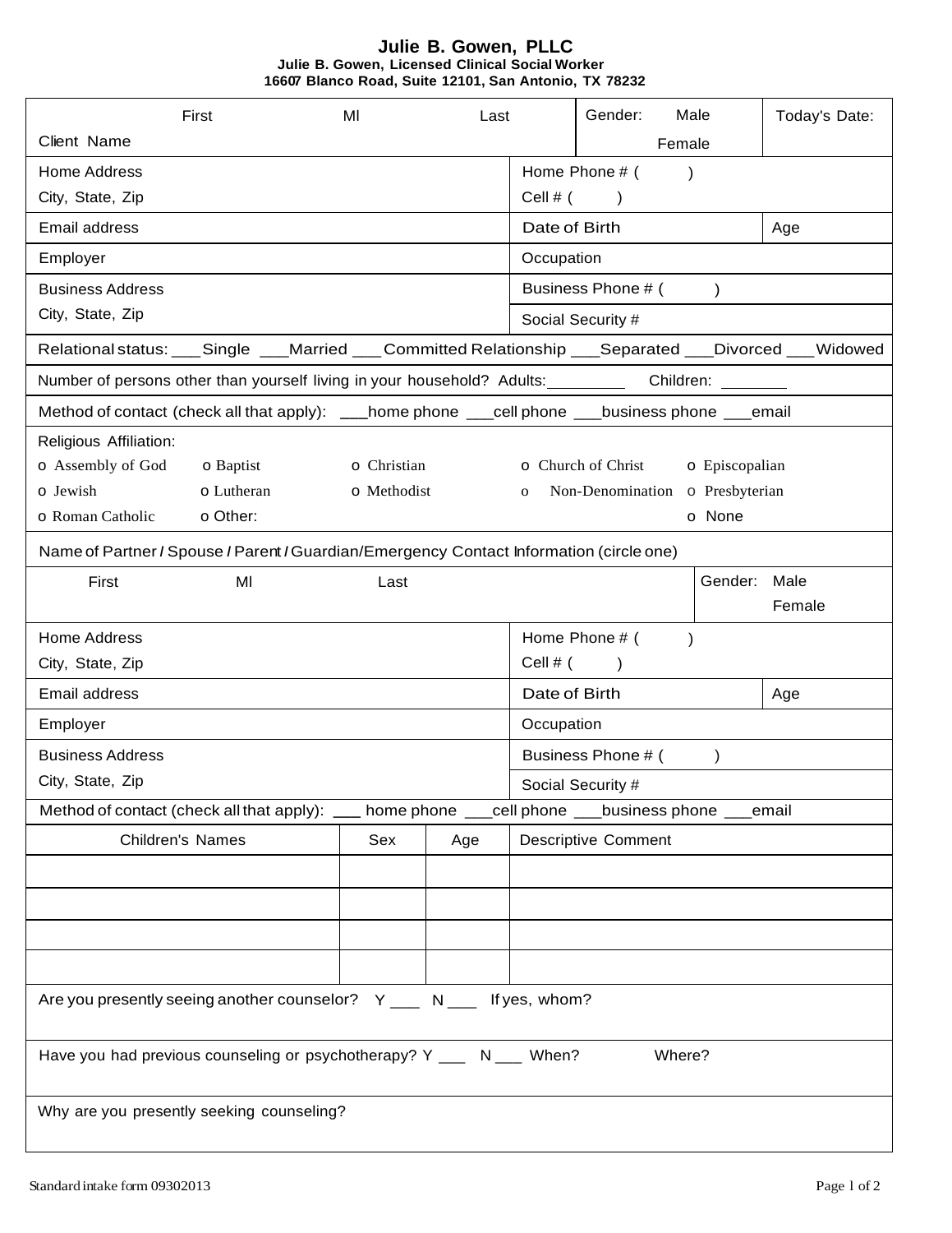# Julie B. Gowen, PLLC

**Julie B. Gowen, Licensed Clinical Social Worker**
**16607 Blanco Road, Suite 12101, San Antonio, TX 78232**

| Client Name — First / MI / Last | Gender: Male / Female | Today's Date: |
|---|---|---|
| Home Address<br>City, State, Zip | Home Phone # (    )<br>Cell # (    ) | |
| Email address | Date of Birth | Age |
| Employer | Occupation | |
| Business Address<br>City, State, Zip | Business Phone # (    )<br>Social Security # | |

Relational status: ___Single ___Married ___Committed Relationship ___Separated ___Divorced ___Widowed

Number of persons other than yourself living in your household? Adults:_________ Children: ________

Method of contact (check all that apply): ___home phone ___cell phone ___business phone ___email

Religious Affiliation:

- o Assembly of God
- o Baptist
- o Christian
- o Church of Christ
- o Episcopalian
- o Jewish
- o Lutheran
- o Methodist
- o Non-Denomination
- o Presbyterian
- o Roman Catholic
- o Other:
- o None

Name of Partner / Spouse / Parent / Guardian/Emergency Contact Information (circle one)

| First / MI / Last | Gender: Male / Female | |
|---|---|---|
| Home Address<br>City, State, Zip | Home Phone # (    )<br>Cell # (    ) | |
| Email address | Date of Birth | Age |
| Employer | Occupation | |
| Business Address<br>City, State, Zip | Business Phone # (    )<br>Social Security # | |

Method of contact (check all that apply): ___ home phone ___cell phone ___business phone ___email

| Children's Names | Sex | Age | Descriptive Comment |
|---|---|---|---|
| | | | |
| | | | |
| | | | |
| | | | |

Are you presently seeing another counselor? Y ___ N ___ If yes, whom?

Have you had previous counseling or psychotherapy? Y ___ N ___ When? Where?

Why are you presently seeking counseling?

Standard intake form 09302013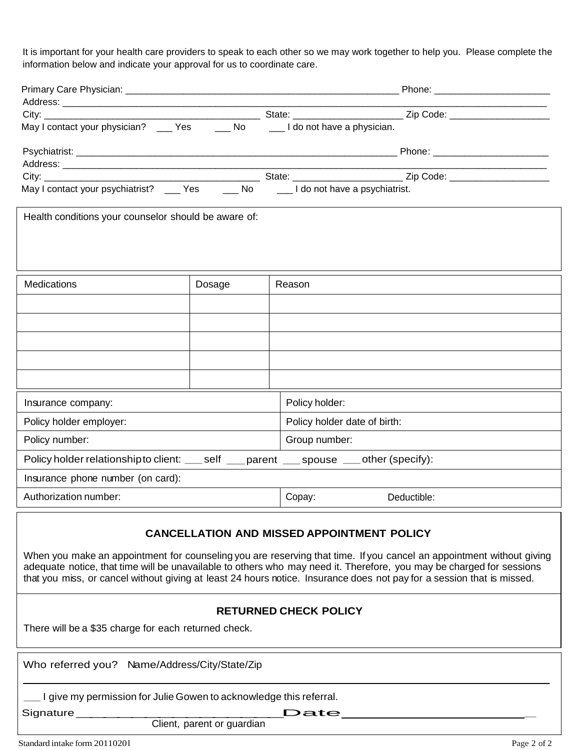It is important for your health care providers to speak to each other so we may work together to help you. Please complete the information below and indicate your approval for us to coordinate care.

Primary Care Physician: _______________________________________________________ Phone: ______________________
Address: _____________________________________________________________________________________________
City: __________________________________________ State: _____________________ Zip Code: ___________________
May I contact your physician? ___ Yes ___ No ___ I do not have a physician.

Psychiatrist: ________________________________________________________________ Phone: ______________________
Address: _____________________________________________________________________________________________
City: __________________________________________ State: _____________________ Zip Code: ___________________
May I contact your psychiatrist? ___ Yes ___ No ___ I do not have a psychiatrist.

Health conditions your counselor should be aware of:

| Medications | Dosage | Reason |
|---|---|---|
| | | |
| | | |
| | | |
| | | |
| | | |

| | |
|---|---|
| Insurance company: | Policy holder: |
| Policy holder employer: | Policy holder date of birth: |
| Policy number: | Group number: |
| Policy holder relationship to client: ___ self ___ parent ___ spouse ___ other (specify): | |
| Insurance phone number (on card): | |
| Authorization number: | Copay: Deductible: |

**CANCELLATION AND MISSED APPOINTMENT POLICY**

When you make an appointment for counseling you are reserving that time. If you cancel an appointment without giving adequate notice, that time will be unavailable to others who may need it. Therefore, you may be charged for sessions that you miss, or cancel without giving at least 24 hours notice. Insurance does not pay for a session that is missed.

**RETURNED CHECK POLICY**

There will be a $35 charge for each returned check.

Who referred you? Name/Address/City/State/Zip

_____________________________________________________________________________________________

___ I give my permission for Julie Gowen to acknowledge this referral.

Signature ___________________________ Date ___________________________
Client, parent or guardian

Standard intake form 20110201